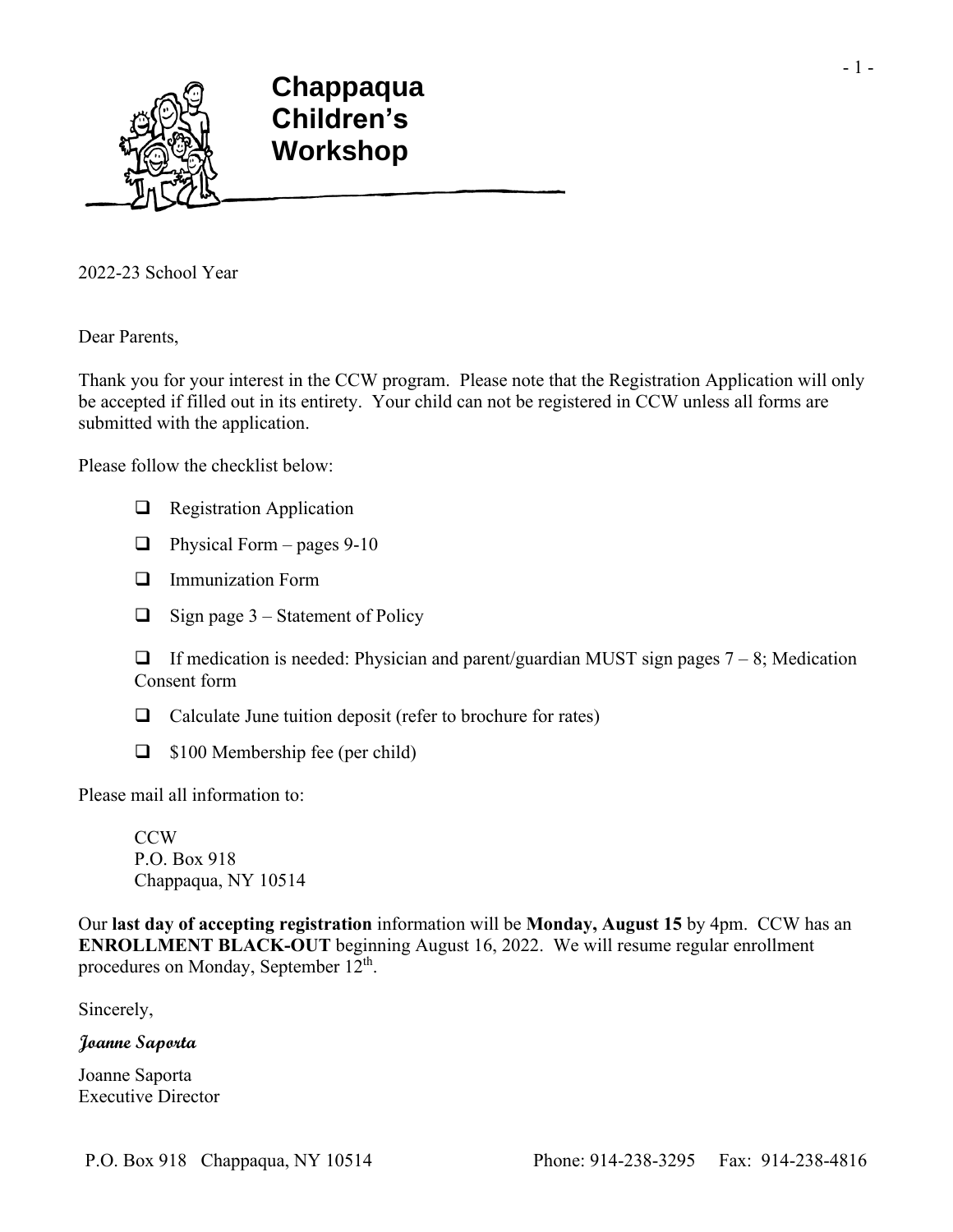# Chappaqua Children's Workshop

2022-23 School Year

Dear Parents,

Thank you for your interest in the CCW program. Please note that the Registration Application will only be accepted if filled out in its entirety. Your child can not be registered in CCW unless all forms are submitted with the application.

Please follow the checklist below:

- ☐ Registration Application
- ☐ Physical Form – pages 9-10
- ☐ Immunization Form
- ☐ Sign page 3 – Statement of Policy
- ☐ If medication is needed: Physician and parent/guardian MUST sign pages 7 – 8; Medication Consent form
- ☐ Calculate June tuition deposit (refer to brochure for rates)
- ☐ $100 Membership fee (per child)

Please mail all information to:

CCW
P.O. Box 918
Chappaqua, NY 10514

Our **last day of accepting registration** information will be **Monday, August 15** by 4pm. CCW has an **ENROLLMENT BLACK-OUT** beginning August 16, 2022. We will resume regular enrollment procedures on Monday, September 12th.

Sincerely,

*Joanne Saporta*

Joanne Saporta
Executive Director

P.O. Box 918 Chappaqua, NY 10514 Phone: 914-238-3295 Fax: 914-238-4816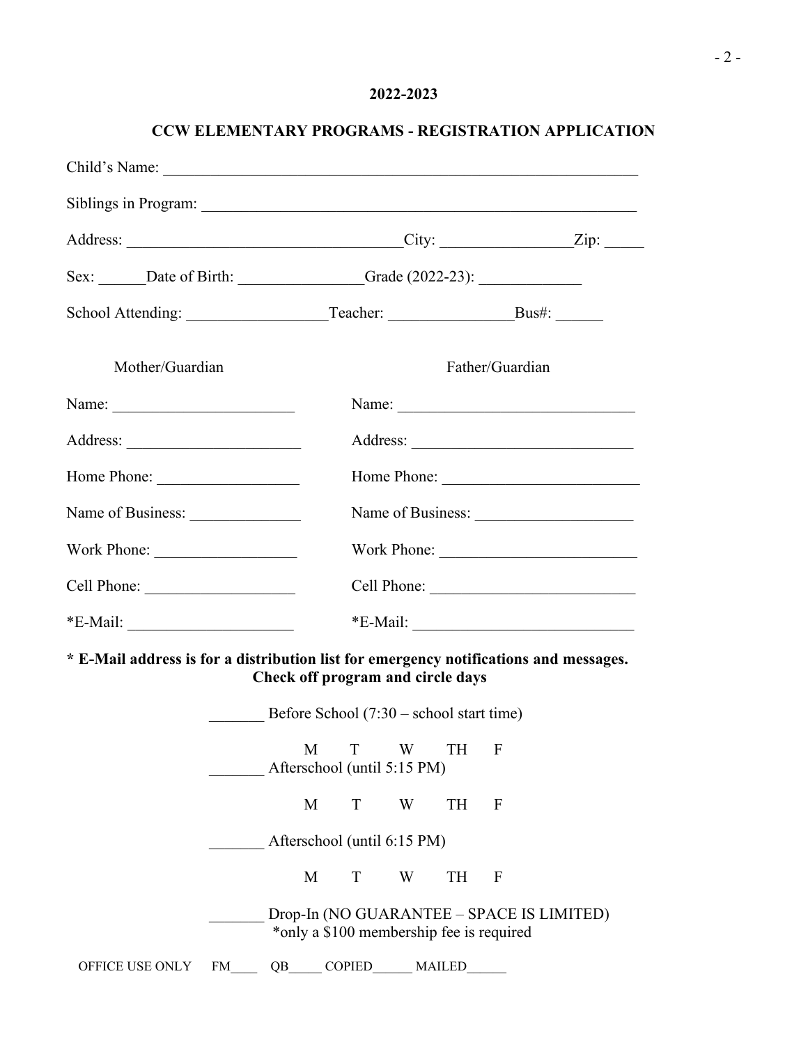**2022-2023**

## CCW ELEMENTARY PROGRAMS - REGISTRATION APPLICATION

Child's Name: ___________________________________________________________

Siblings in Program: ______________________________________________________

Address: __________________________________ City: ________________ Zip: _____

Sex: ______ Date of Birth: ________________ Grade (2022-23): _____________

School Attending: _________________ Teacher: _______________ Bus#: ______

| Mother/Guardian | Father/Guardian |
|---|---|
| Name: _______________________ | Name: ______________________________ |
| Address: ______________________ | Address: ____________________________ |
| Home Phone: __________________ | Home Phone: _________________________ |
| Name of Business: ______________ | Name of Business: ____________________ |
| Work Phone: __________________ | Work Phone: _________________________ |
| Cell Phone: ___________________ | Cell Phone: __________________________ |
| *E-Mail: _____________________ | *E-Mail: ____________________________ |

**\* E-Mail address is for a distribution list for emergency notifications and messages.**
**Check off program and circle days**

_______ Before School (7:30 – school start time)

M T W TH F

_______ Afterschool (until 5:15 PM)

M T W TH F

_______ Afterschool (until 6:15 PM)

M T W TH F

_______ Drop-In (NO GUARANTEE – SPACE IS LIMITED)
*only a $100 membership fee is required

OFFICE USE ONLY FM____ QB_____ COPIED______ MAILED______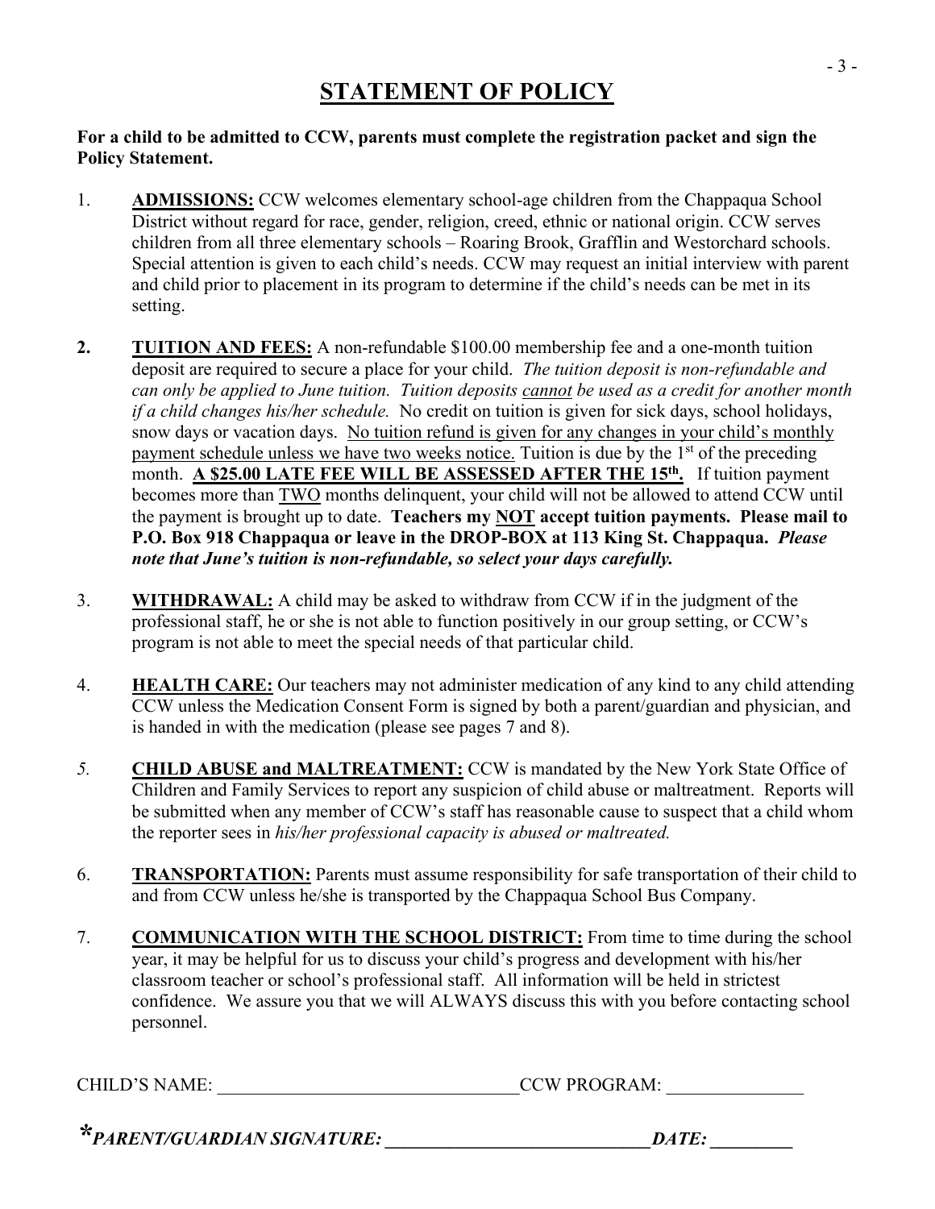# STATEMENT OF POLICY

**For a child to be admitted to CCW, parents must complete the registration packet and sign the Policy Statement.**

1. **ADMISSIONS:** CCW welcomes elementary school-age children from the Chappaqua School District without regard for race, gender, religion, creed, ethnic or national origin. CCW serves children from all three elementary schools – Roaring Brook, Grafflin and Westorchard schools. Special attention is given to each child's needs. CCW may request an initial interview with parent and child prior to placement in its program to determine if the child's needs can be met in its setting.

2. **TUITION AND FEES:** A non-refundable $100.00 membership fee and a one-month tuition deposit are required to secure a place for your child. *The tuition deposit is non-refundable and can only be applied to June tuition. Tuition deposits cannot be used as a credit for another month if a child changes his/her schedule.* No credit on tuition is given for sick days, school holidays, snow days or vacation days. No tuition refund is given for any changes in your child's monthly payment schedule unless we have two weeks notice. Tuition is due by the 1st of the preceding month. **A $25.00 LATE FEE WILL BE ASSESSED AFTER THE 15th.** If tuition payment becomes more than TWO months delinquent, your child will not be allowed to attend CCW until the payment is brought up to date. **Teachers my NOT accept tuition payments. Please mail to P.O. Box 918 Chappaqua or leave in the DROP-BOX at 113 King St. Chappaqua.** ***Please note that June's tuition is non-refundable, so select your days carefully.***

3. **WITHDRAWAL:** A child may be asked to withdraw from CCW if in the judgment of the professional staff, he or she is not able to function positively in our group setting, or CCW's program is not able to meet the special needs of that particular child.

4. **HEALTH CARE:** Our teachers may not administer medication of any kind to any child attending CCW unless the Medication Consent Form is signed by both a parent/guardian and physician, and is handed in with the medication (please see pages 7 and 8).

5. **CHILD ABUSE and MALTREATMENT:** CCW is mandated by the New York State Office of Children and Family Services to report any suspicion of child abuse or maltreatment. Reports will be submitted when any member of CCW's staff has reasonable cause to suspect that a child whom the reporter sees in *his/her professional capacity is abused or maltreated.*

6. **TRANSPORTATION:** Parents must assume responsibility for safe transportation of their child to and from CCW unless he/she is transported by the Chappaqua School Bus Company.

7. **COMMUNICATION WITH THE SCHOOL DISTRICT:** From time to time during the school year, it may be helpful for us to discuss your child's progress and development with his/her classroom teacher or school's professional staff. All information will be held in strictest confidence. We assure you that we will ALWAYS discuss this with you before contacting school personnel.

CHILD'S NAME: ________________________________ CCW PROGRAM: ______________

***PARENT/GUARDIAN SIGNATURE: ____________________________ DATE: _________***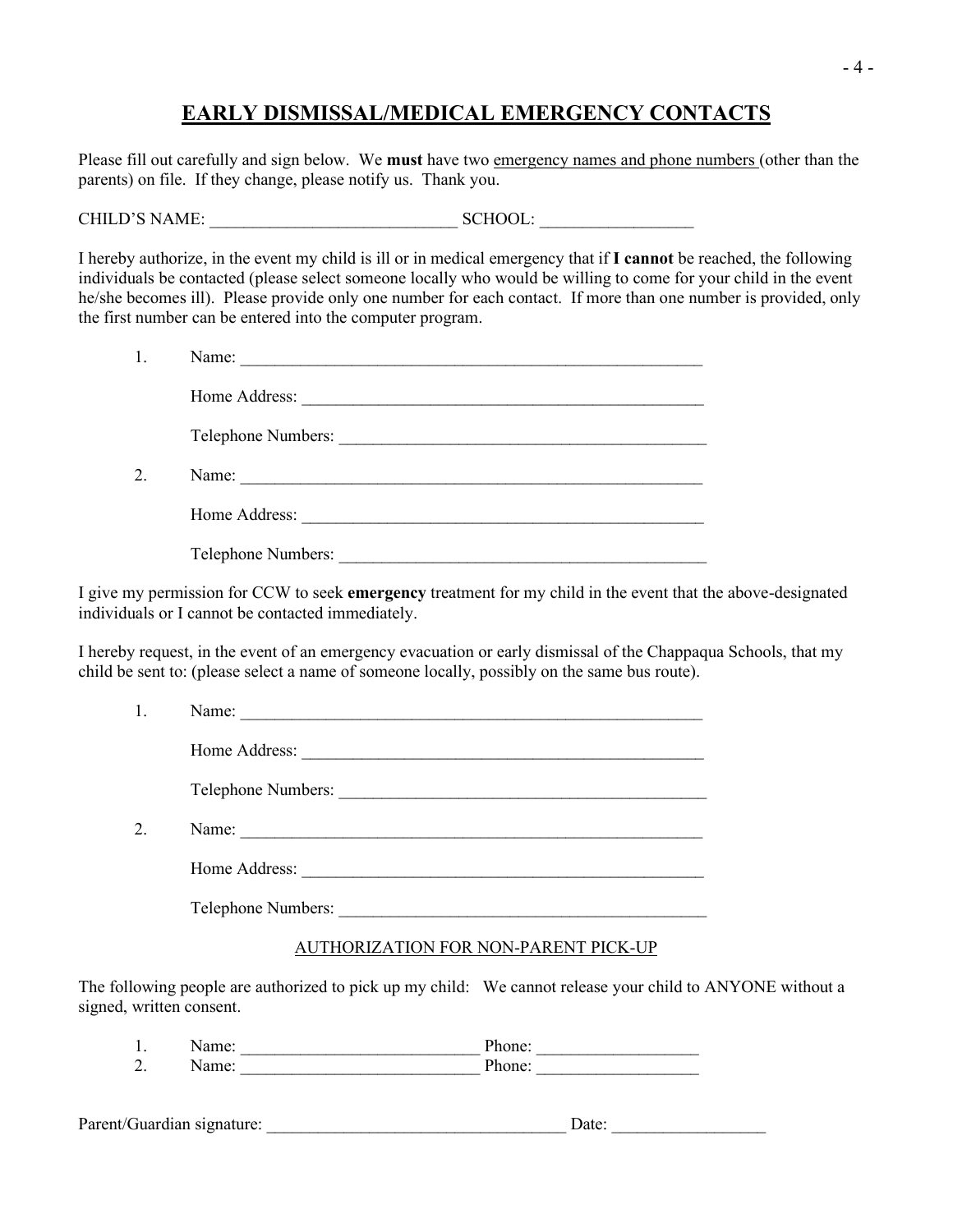# EARLY DISMISSAL/MEDICAL EMERGENCY CONTACTS

Please fill out carefully and sign below. We **must** have two emergency names and phone numbers (other than the parents) on file. If they change, please notify us. Thank you.

CHILD'S NAME: ____________________________ SCHOOL: _________________

I hereby authorize, in the event my child is ill or in medical emergency that if **I cannot** be reached, the following individuals be contacted (please select someone locally who would be willing to come for your child in the event he/she becomes ill). Please provide only one number for each contact. If more than one number is provided, only the first number can be entered into the computer program.

1. Name: _________________________________________________________

   Home Address: ________________________________________________

   Telephone Numbers: ____________________________________________

2. Name: _________________________________________________________

   Home Address: ________________________________________________

   Telephone Numbers: ____________________________________________

I give my permission for CCW to seek **emergency** treatment for my child in the event that the above-designated individuals or I cannot be contacted immediately.

I hereby request, in the event of an emergency evacuation or early dismissal of the Chappaqua Schools, that my child be sent to: (please select a name of someone locally, possibly on the same bus route).

1. Name: _________________________________________________________

   Home Address: ________________________________________________

   Telephone Numbers: ____________________________________________

2. Name: _________________________________________________________

   Home Address: ________________________________________________

   Telephone Numbers: ____________________________________________

## AUTHORIZATION FOR NON-PARENT PICK-UP

The following people are authorized to pick up my child: We cannot release your child to ANYONE without a signed, written consent.

1. Name: ___________________________ Phone: __________________
2. Name: ___________________________ Phone: __________________

Parent/Guardian signature: ___________________________________ Date: _________________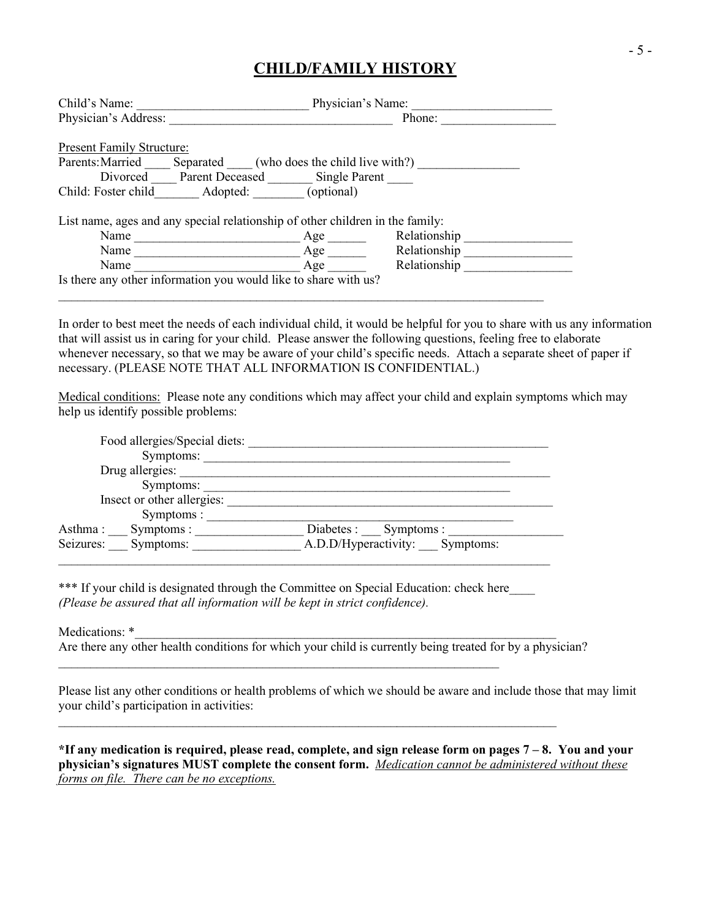# CHILD/FAMILY HISTORY

Child's Name: ___________________________ Physician's Name: ______________________
Physician's Address: ___________________________________ Phone: _________________

Present Family Structure:

Parents: Married ____ Separated ____ (who does the child live with?) ________________
Divorced ____ Parent Deceased _______ Single Parent ____
Child: Foster child_______ Adopted: ________ (optional)

List name, ages and any special relationship of other children in the family:

Name __________________________ Age ______ Relationship _________________
Name __________________________ Age ______ Relationship _________________
Name __________________________ Age ______ Relationship _________________

Is there any other information you would like to share with us?
_______________________________________________________________________________

In order to best meet the needs of each individual child, it would be helpful for you to share with us any information that will assist us in caring for your child. Please answer the following questions, feeling free to elaborate whenever necessary, so that we may be aware of your child's specific needs. Attach a separate sheet of paper if necessary. (PLEASE NOTE THAT ALL INFORMATION IS CONFIDENTIAL.)

Medical conditions: Please note any conditions which may affect your child and explain symptoms which may help us identify possible problems:

Food allergies/Special diets: _________________________________________________
Symptoms: _________________________________________________
Drug allergies: ______________________________________________________________
Symptoms: _________________________________________________
Insect or other allergies: ______________________________________________________
Symptoms : _________________________________________________

Asthma : ___ Symptoms : _________________ Diabetes : ___ Symptoms : __________________
Seizures: ___ Symptoms: _________________ A.D.D/Hyperactivity: ___ Symptoms:
_______________________________________________________________________________

*** If your child is designated through the Committee on Special Education: check here____
*(Please be assured that all information will be kept in strict confidence).*

Medications: *_____________________________________________________________________

Are there any other health conditions for which your child is currently being treated for by a physician?
_________________________________________________________________________

Please list any other conditions or health problems of which we should be aware and include those that may limit your child's participation in activities:
_______________________________________________________________________________

**\*If any medication is required, please read, complete, and sign release form on pages 7 – 8. You and your physician's signatures MUST complete the consent form.** *Medication cannot be administered without these forms on file. There can be no exceptions.*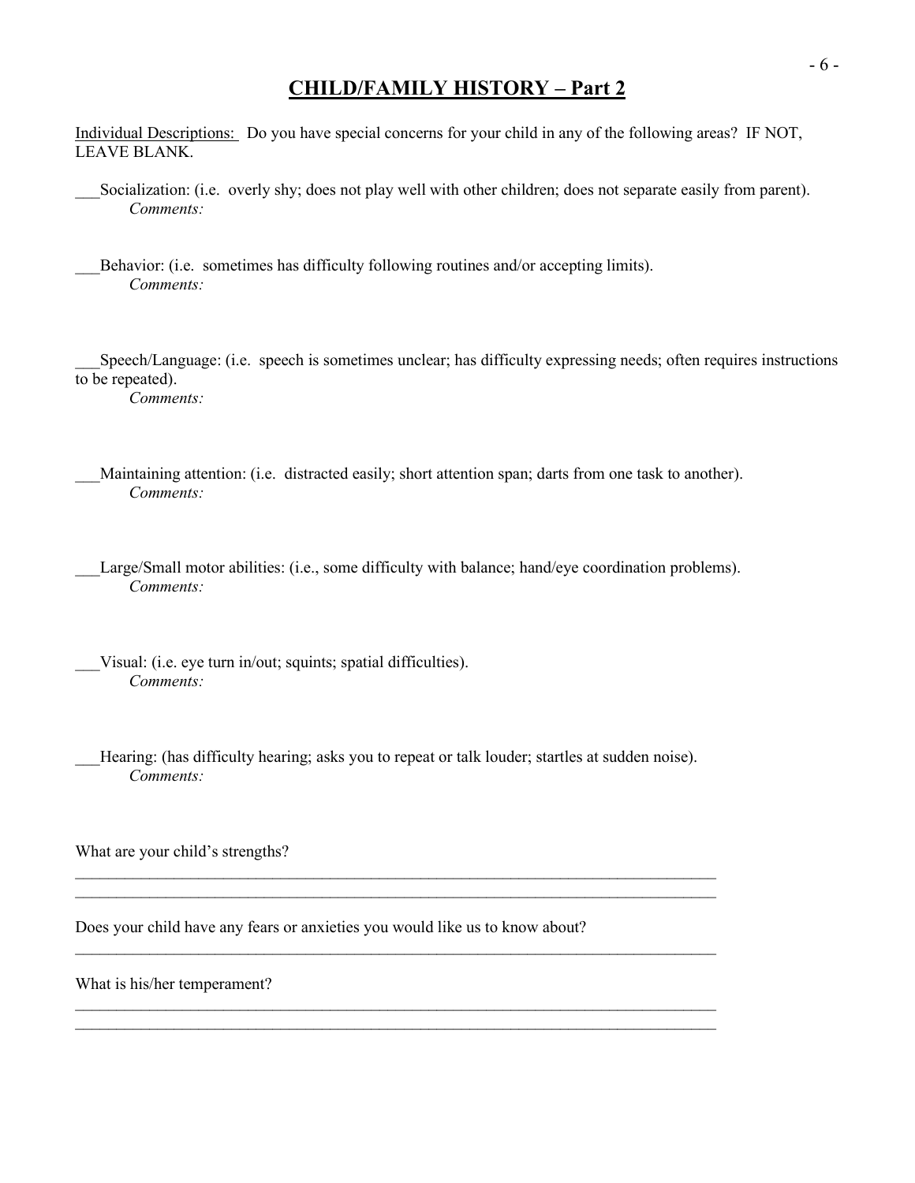## CHILD/FAMILY HISTORY – Part 2

Individual Descriptions: Do you have special concerns for your child in any of the following areas? IF NOT, LEAVE BLANK.

___Socialization: (i.e. overly shy; does not play well with other children; does not separate easily from parent).
*Comments:*

___Behavior: (i.e. sometimes has difficulty following routines and/or accepting limits).
*Comments:*

___Speech/Language: (i.e. speech is sometimes unclear; has difficulty expressing needs; often requires instructions to be repeated).
*Comments:*

___Maintaining attention: (i.e. distracted easily; short attention span; darts from one task to another).
*Comments:*

___Large/Small motor abilities: (i.e., some difficulty with balance; hand/eye coordination problems).
*Comments:*

___Visual: (i.e. eye turn in/out; squints; spatial difficulties).
*Comments:*

___Hearing: (has difficulty hearing; asks you to repeat or talk louder; startles at sudden noise).
*Comments:*

What are your child's strengths?
_______________________________________________________________________________
_______________________________________________________________________________

Does your child have any fears or anxieties you would like us to know about?
_______________________________________________________________________________

What is his/her temperament?
_______________________________________________________________________________
_______________________________________________________________________________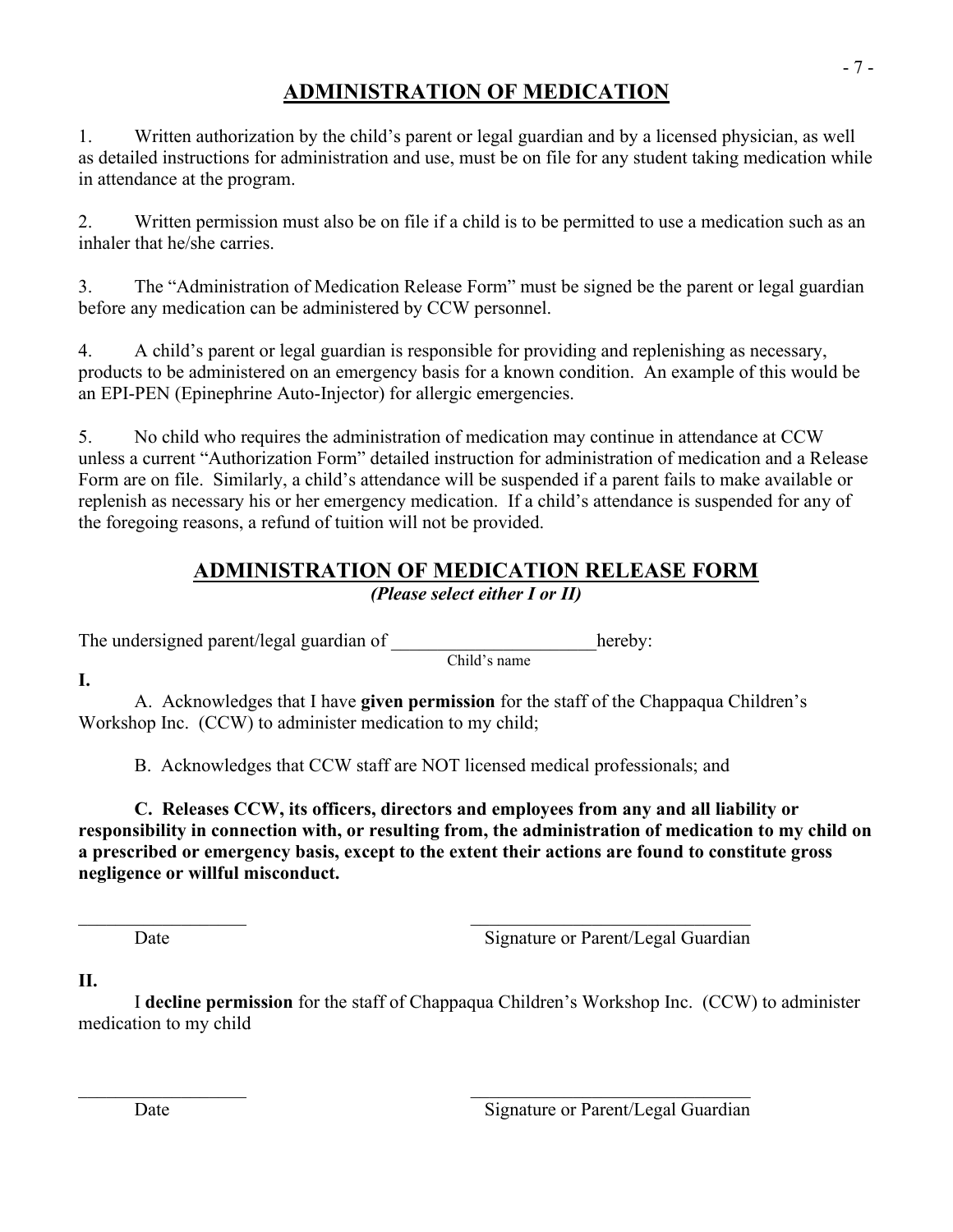# ADMINISTRATION OF MEDICATION

1. Written authorization by the child's parent or legal guardian and by a licensed physician, as well as detailed instructions for administration and use, must be on file for any student taking medication while in attendance at the program.

2. Written permission must also be on file if a child is to be permitted to use a medication such as an inhaler that he/she carries.

3. The "Administration of Medication Release Form" must be signed be the parent or legal guardian before any medication can be administered by CCW personnel.

4. A child's parent or legal guardian is responsible for providing and replenishing as necessary, products to be administered on an emergency basis for a known condition. An example of this would be an EPI-PEN (Epinephrine Auto-Injector) for allergic emergencies.

5. No child who requires the administration of medication may continue in attendance at CCW unless a current "Authorization Form" detailed instruction for administration of medication and a Release Form are on file. Similarly, a child's attendance will be suspended if a parent fails to make available or replenish as necessary his or her emergency medication. If a child's attendance is suspended for any of the foregoing reasons, a refund of tuition will not be provided.

# ADMINISTRATION OF MEDICATION RELEASE FORM

***(Please select either I or II)***

The undersigned parent/legal guardian of ______________________ hereby:
Child's name

**I.**

A. Acknowledges that I have **given permission** for the staff of the Chappaqua Children's Workshop Inc. (CCW) to administer medication to my child;

B. Acknowledges that CCW staff are NOT licensed medical professionals; and

**C. Releases CCW, its officers, directors and employees from any and all liability or responsibility in connection with, or resulting from, the administration of medication to my child on a prescribed or emergency basis, except to the extent their actions are found to constitute gross negligence or willful misconduct.**

___________________ ________________________________
Date Signature or Parent/Legal Guardian

**II.**

I **decline permission** for the staff of Chappaqua Children's Workshop Inc. (CCW) to administer medication to my child

___________________ ________________________________
Date Signature or Parent/Legal Guardian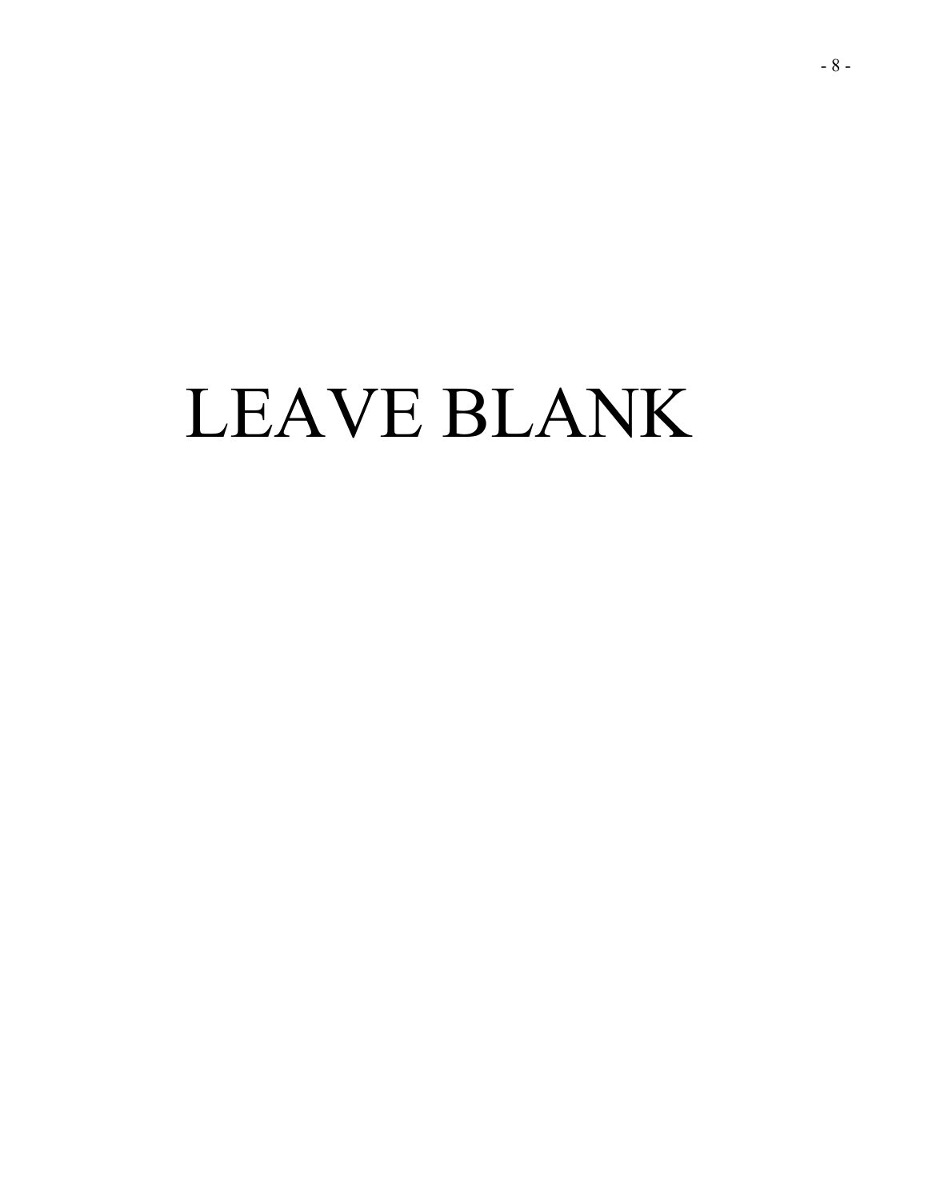LEAVE BLANK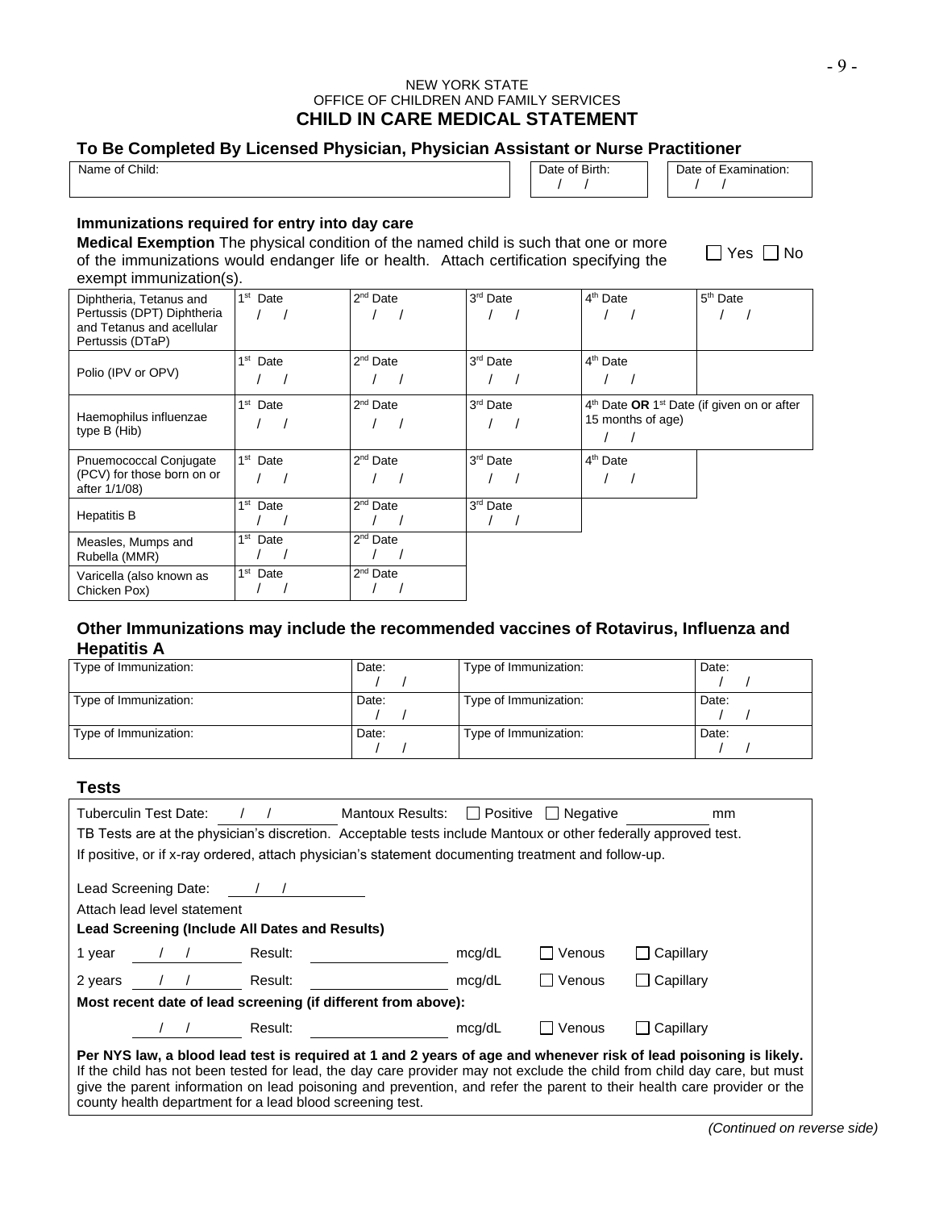NEW YORK STATE
OFFICE OF CHILDREN AND FAMILY SERVICES

# CHILD IN CARE MEDICAL STATEMENT

## To Be Completed By Licensed Physician, Physician Assistant or Nurse Practitioner

| Name of Child: | Date of Birth: / / | Date of Examination: / / |
|---|---|---|

### Immunizations required for entry into day care

**Medical Exemption** The physical condition of the named child is such that one or more of the immunizations would endanger life or health. Attach certification specifying the exempt immunization(s). ☐ Yes ☐ No

| Vaccine | | | | | |
|---|---|---|---|---|---|
| Diphtheria, Tetanus and Pertussis (DPT) Diphtheria and Tetanus and acellular Pertussis (DTaP) | 1st Date / / | 2nd Date / / | 3rd Date / / | 4th Date / / | 5th Date / / |
| Polio (IPV or OPV) | 1st Date / / | 2nd Date / / | 3rd Date / / | 4th Date / / | |
| Haemophilus influenzae type B (Hib) | 1st Date / / | 2nd Date / / | 3rd Date / / | 4th Date **OR** 1st Date (if given on or after 15 months of age) / / | |
| Pnuemococcal Conjugate (PCV) for those born on or after 1/1/08) | 1st Date / / | 2nd Date / / | 3rd Date / / | 4th Date / / | |
| Hepatitis B | 1st Date / / | 2nd Date / / | 3rd Date / / | | |
| Measles, Mumps and Rubella (MMR) | 1st Date / / | 2nd Date / / | | | |
| Varicella (also known as Chicken Pox) | 1st Date / / | 2nd Date / / | | | |

### Other Immunizations may include the recommended vaccines of Rotavirus, Influenza and Hepatitis A

| Type of Immunization: | Date: / / | Type of Immunization: | Date: / / |
|---|---|---|---|
| Type of Immunization: | Date: / / | Type of Immunization: | Date: / / |
| Type of Immunization: | Date: / / | Type of Immunization: | Date: / / |

### Tests

Tuberculin Test Date: / / Mantoux Results: ☐ Positive ☐ Negative ______ mm

TB Tests are at the physician's discretion. Acceptable tests include Mantoux or other federally approved test.

If positive, or if x-ray ordered, attach physician's statement documenting treatment and follow-up.

Lead Screening Date: / /

Attach lead level statement

**Lead Screening (Include All Dates and Results)**

| Age | Date | Result | Unit | | |
|---|---|---|---|---|---|
| 1 year | / / | Result: ______ | mcg/dL | ☐ Venous | ☐ Capillary |
| 2 years | / / | Result: ______ | mcg/dL | ☐ Venous | ☐ Capillary |

**Most recent date of lead screening (if different from above):**

/ / Result: ______ mcg/dL ☐ Venous ☐ Capillary

**Per NYS law, a blood lead test is required at 1 and 2 years of age and whenever risk of lead poisoning is likely.** If the child has not been tested for lead, the day care provider may not exclude the child from child day care, but must give the parent information on lead poisoning and prevention, and refer the parent to their health care provider or the county health department for a lead blood screening test.

*(Continued on reverse side)*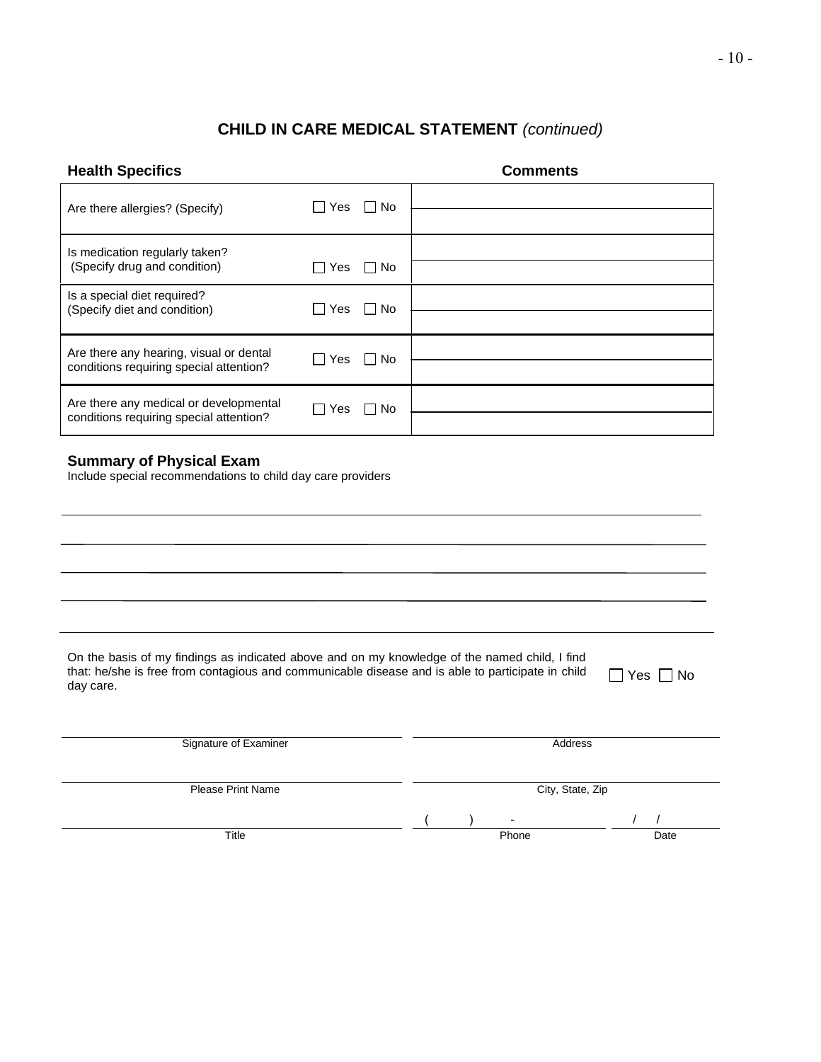# CHILD IN CARE MEDICAL STATEMENT *(continued)*

| Health Specifics | | Comments |
|---|---|---|
| Are there allergies? (Specify) | ☐ Yes ☐ No | |
| Is medication regularly taken? (Specify drug and condition) | ☐ Yes ☐ No | |
| Is a special diet required? (Specify diet and condition) | ☐ Yes ☐ No | |
| Are there any hearing, visual or dental conditions requiring special attention? | ☐ Yes ☐ No | |
| Are there any medical or developmental conditions requiring special attention? | ☐ Yes ☐ No | |

## Summary of Physical Exam

Include special recommendations to child day care providers

_______________________________________________

_______________________________________________

_______________________________________________

_______________________________________________

_______________________________________________

On the basis of my findings as indicated above and on my knowledge of the named child, I find that: he/she is free from contagious and communicable disease and is able to participate in child day care. ☐ Yes ☐ No

| | |
|---|---|
| Signature of Examiner | Address |
| Please Print Name | City, State, Zip |
| Title | Phone ( ) - Date / / |